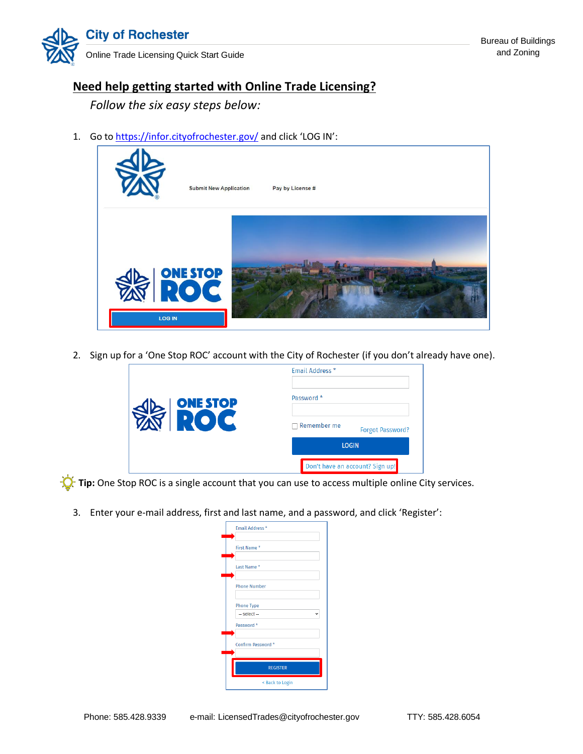## Need help getting started with Online Trade Licensing?

*Follow the six easy steps below:*

1. Go to [https://infor.cityofrochester.gov/](https://infor.cityofrochester.gov/) and click 'LOG IN':

2. Sign up for a 'One Stop ROC' account with the City of Rochester (if you don't already have one).

**Tip:** One Stop ROC is a single account that you can use to access multiple online City services.

3. Enter your e-mail address, first and last name, and a password, and click 'Register':

Phone: 585.428.9339 e-mail: LicensedTrades@cityofrochester.gov TTY: 585.428.6054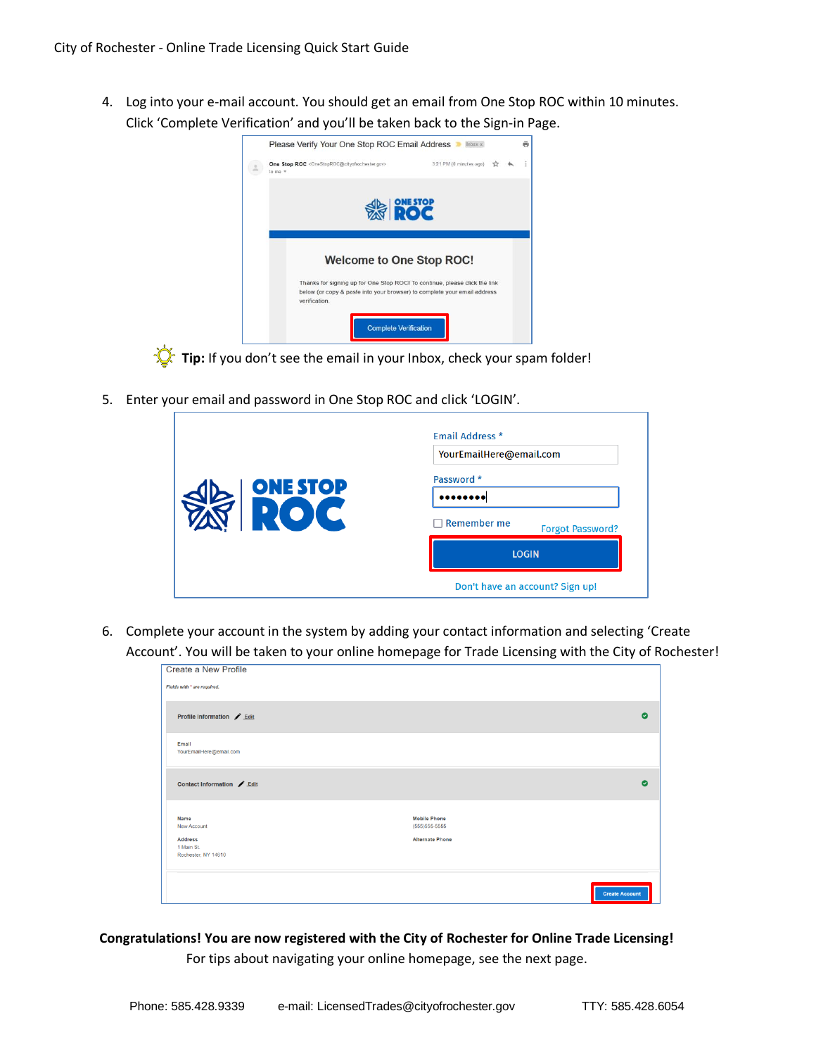4. Log into your e-mail account. You should get an email from One Stop ROC within 10 minutes. Click 'Complete Verification' and you'll be taken back to the Sign-in Page.

**Tip:** If you don't see the email in your Inbox, check your spam folder!

5. Enter your email and password in One Stop ROC and click 'LOGIN'.

6. Complete your account in the system by adding your contact information and selecting 'Create Account'. You will be taken to your online homepage for Trade Licensing with the City of Rochester!

**Congratulations! You are now registered with the City of Rochester for Online Trade Licensing!**

For tips about navigating your online homepage, see the next page.

Phone: 585.428.9339 e-mail: LicensedTrades@cityofrochester.gov TTY: 585.428.6054